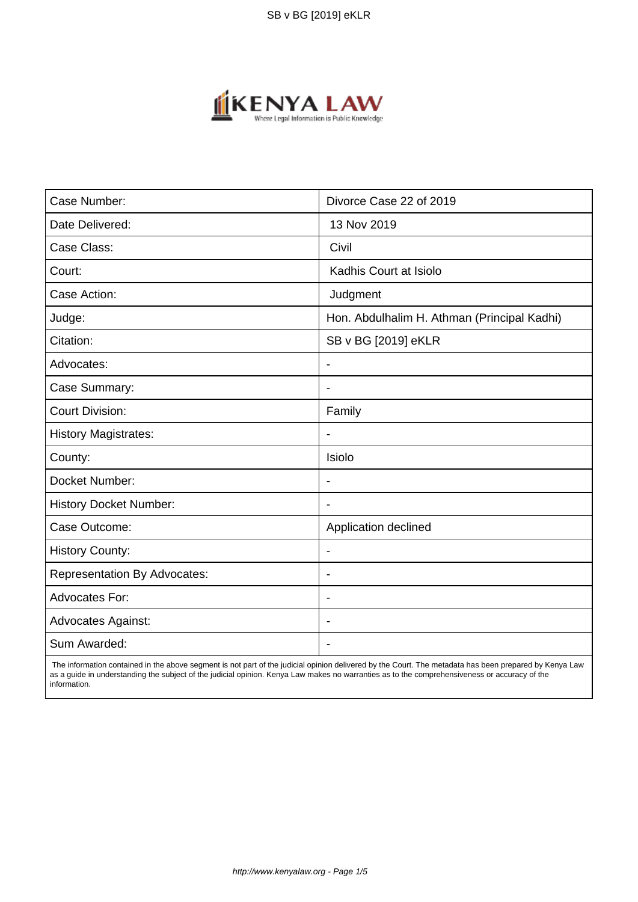| Case Number: | Divorce Case 22 of 2019 |
|---|---|
| Date Delivered: | 13 Nov 2019 |
| Case Class: | Civil |
| Court: | Kadhis Court at Isiolo |
| Case Action: | Judgment |
| Judge: | Hon. Abdulhalim H. Athman (Principal Kadhi) |
| Citation: | SB v BG [2019] eKLR |
| Advocates: | - |
| Case Summary: | - |
| Court Division: | Family |
| History Magistrates: | - |
| County: | Isiolo |
| Docket Number: | - |
| History Docket Number: | - |
| Case Outcome: | Application declined |
| History County: | - |
| Representation By Advocates: | - |
| Advocates For: | - |
| Advocates Against: | - |
| Sum Awarded: | - |

The information contained in the above segment is not part of the judicial opinion delivered by the Court. The metadata has been prepared by Kenya Law as a guide in understanding the subject of the judicial opinion. Kenya Law makes no warranties as to the comprehensiveness or accuracy of the information.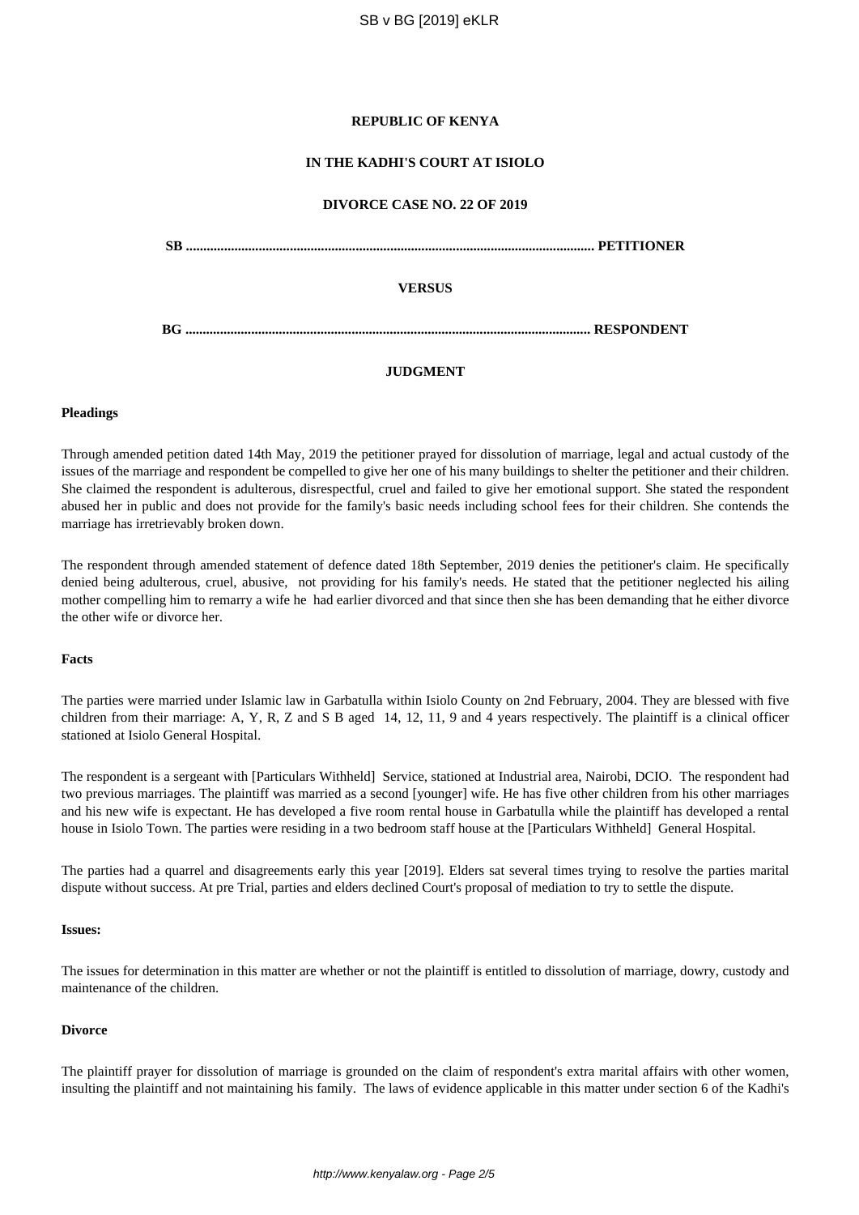**REPUBLIC OF KENYA**

**IN THE KADHI'S COURT AT ISIOLO**

**DIVORCE CASE NO. 22 OF 2019**

**SB ..................................................................................................................... PETITIONER**

**VERSUS**

**BG ..................................................................................................................... RESPONDENT**

**JUDGMENT**

**Pleadings**

Through amended petition dated 14th May, 2019 the petitioner prayed for dissolution of marriage, legal and actual custody of the issues of the marriage and respondent be compelled to give her one of his many buildings to shelter the petitioner and their children. She claimed the respondent is adulterous, disrespectful, cruel and failed to give her emotional support. She stated the respondent abused her in public and does not provide for the family's basic needs including school fees for their children. She contends the marriage has irretrievably broken down.

The respondent through amended statement of defence dated 18th September, 2019 denies the petitioner's claim. He specifically denied being adulterous, cruel, abusive, not providing for his family's needs. He stated that the petitioner neglected his ailing mother compelling him to remarry a wife he had earlier divorced and that since then she has been demanding that he either divorce the other wife or divorce her.

**Facts**

The parties were married under Islamic law in Garbatulla within Isiolo County on 2nd February, 2004. They are blessed with five children from their marriage: A, Y, R, Z and S B aged 14, 12, 11, 9 and 4 years respectively. The plaintiff is a clinical officer stationed at Isiolo General Hospital.

The respondent is a sergeant with [Particulars Withheld] Service, stationed at Industrial area, Nairobi, DCIO. The respondent had two previous marriages. The plaintiff was married as a second [younger] wife. He has five other children from his other marriages and his new wife is expectant. He has developed a five room rental house in Garbatulla while the plaintiff has developed a rental house in Isiolo Town. The parties were residing in a two bedroom staff house at the [Particulars Withheld] General Hospital.

The parties had a quarrel and disagreements early this year [2019]. Elders sat several times trying to resolve the parties marital dispute without success. At pre Trial, parties and elders declined Court's proposal of mediation to try to settle the dispute.

**Issues:**

The issues for determination in this matter are whether or not the plaintiff is entitled to dissolution of marriage, dowry, custody and maintenance of the children.

**Divorce**

The plaintiff prayer for dissolution of marriage is grounded on the claim of respondent's extra marital affairs with other women, insulting the plaintiff and not maintaining his family. The laws of evidence applicable in this matter under section 6 of the Kadhi's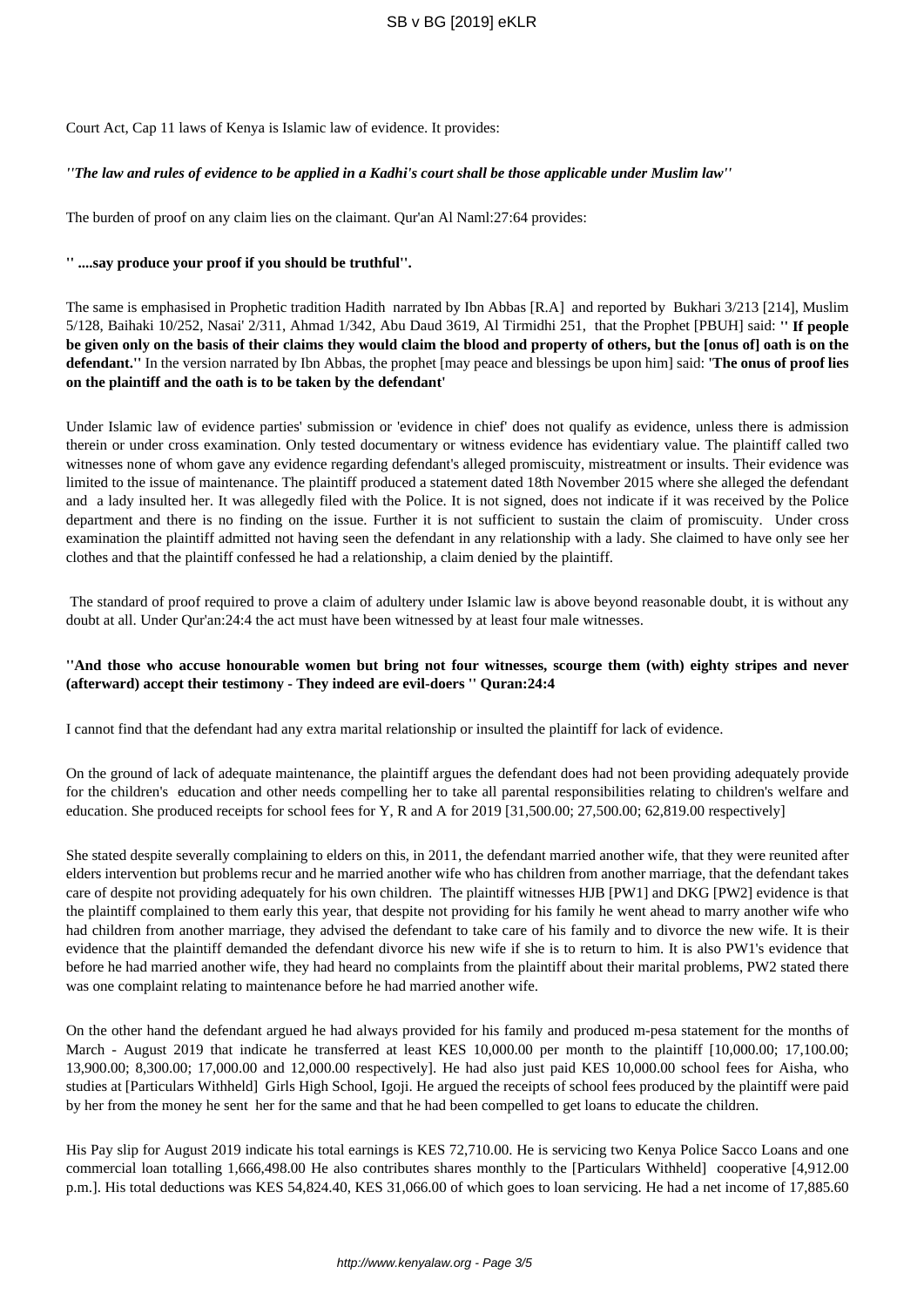Court Act, Cap 11 laws of Kenya is Islamic law of evidence. It provides:

***''The law and rules of evidence to be applied in a Kadhi's court shall be those applicable under Muslim law''***

The burden of proof on any claim lies on the claimant. Qur'an Al Naml:27:64 provides:

**'' ....say produce your proof if you should be truthful''.**

The same is emphasised in Prophetic tradition Hadith narrated by Ibn Abbas [R.A] and reported by Bukhari 3/213 [214], Muslim 5/128, Baihaki 10/252, Nasai' 2/311, Ahmad 1/342, Abu Daud 3619, Al Tirmidhi 251, that the Prophet [PBUH] said: **'' If people be given only on the basis of their claims they would claim the blood and property of others, but the [onus of] oath is on the defendant.''** In the version narrated by Ibn Abbas, the prophet [may peace and blessings be upon him] said: **'The onus of proof lies on the plaintiff and the oath is to be taken by the defendant'**

Under Islamic law of evidence parties' submission or 'evidence in chief' does not qualify as evidence, unless there is admission therein or under cross examination. Only tested documentary or witness evidence has evidentiary value. The plaintiff called two witnesses none of whom gave any evidence regarding defendant's alleged promiscuity, mistreatment or insults. Their evidence was limited to the issue of maintenance. The plaintiff produced a statement dated 18th November 2015 where she alleged the defendant and a lady insulted her. It was allegedly filed with the Police. It is not signed, does not indicate if it was received by the Police department and there is no finding on the issue. Further it is not sufficient to sustain the claim of promiscuity. Under cross examination the plaintiff admitted not having seen the defendant in any relationship with a lady. She claimed to have only see her clothes and that the plaintiff confessed he had a relationship, a claim denied by the plaintiff.

The standard of proof required to prove a claim of adultery under Islamic law is above beyond reasonable doubt, it is without any doubt at all. Under Qur'an:24:4 the act must have been witnessed by at least four male witnesses.

**''And those who accuse honourable women but bring not four witnesses, scourge them (with) eighty stripes and never (afterward) accept their testimony - They indeed are evil-doers '' Quran:24:4**

I cannot find that the defendant had any extra marital relationship or insulted the plaintiff for lack of evidence.

On the ground of lack of adequate maintenance, the plaintiff argues the defendant does had not been providing adequately provide for the children's education and other needs compelling her to take all parental responsibilities relating to children's welfare and education. She produced receipts for school fees for Y, R and A for 2019 [31,500.00; 27,500.00; 62,819.00 respectively]

She stated despite severally complaining to elders on this, in 2011, the defendant married another wife, that they were reunited after elders intervention but problems recur and he married another wife who has children from another marriage, that the defendant takes care of despite not providing adequately for his own children. The plaintiff witnesses HJB [PW1] and DKG [PW2] evidence is that the plaintiff complained to them early this year, that despite not providing for his family he went ahead to marry another wife who had children from another marriage, they advised the defendant to take care of his family and to divorce the new wife. It is their evidence that the plaintiff demanded the defendant divorce his new wife if she is to return to him. It is also PW1's evidence that before he had married another wife, they had heard no complaints from the plaintiff about their marital problems, PW2 stated there was one complaint relating to maintenance before he had married another wife.

On the other hand the defendant argued he had always provided for his family and produced m-pesa statement for the months of March - August 2019 that indicate he transferred at least KES 10,000.00 per month to the plaintiff [10,000.00; 17,100.00; 13,900.00; 8,300.00; 17,000.00 and 12,000.00 respectively]. He had also just paid KES 10,000.00 school fees for Aisha, who studies at [Particulars Withheld] Girls High School, Igoji. He argued the receipts of school fees produced by the plaintiff were paid by her from the money he sent her for the same and that he had been compelled to get loans to educate the children.

His Pay slip for August 2019 indicate his total earnings is KES 72,710.00. He is servicing two Kenya Police Sacco Loans and one commercial loan totalling 1,666,498.00 He also contributes shares monthly to the [Particulars Withheld] cooperative [4,912.00 p.m.]. His total deductions was KES 54,824.40, KES 31,066.00 of which goes to loan servicing. He had a net income of 17,885.60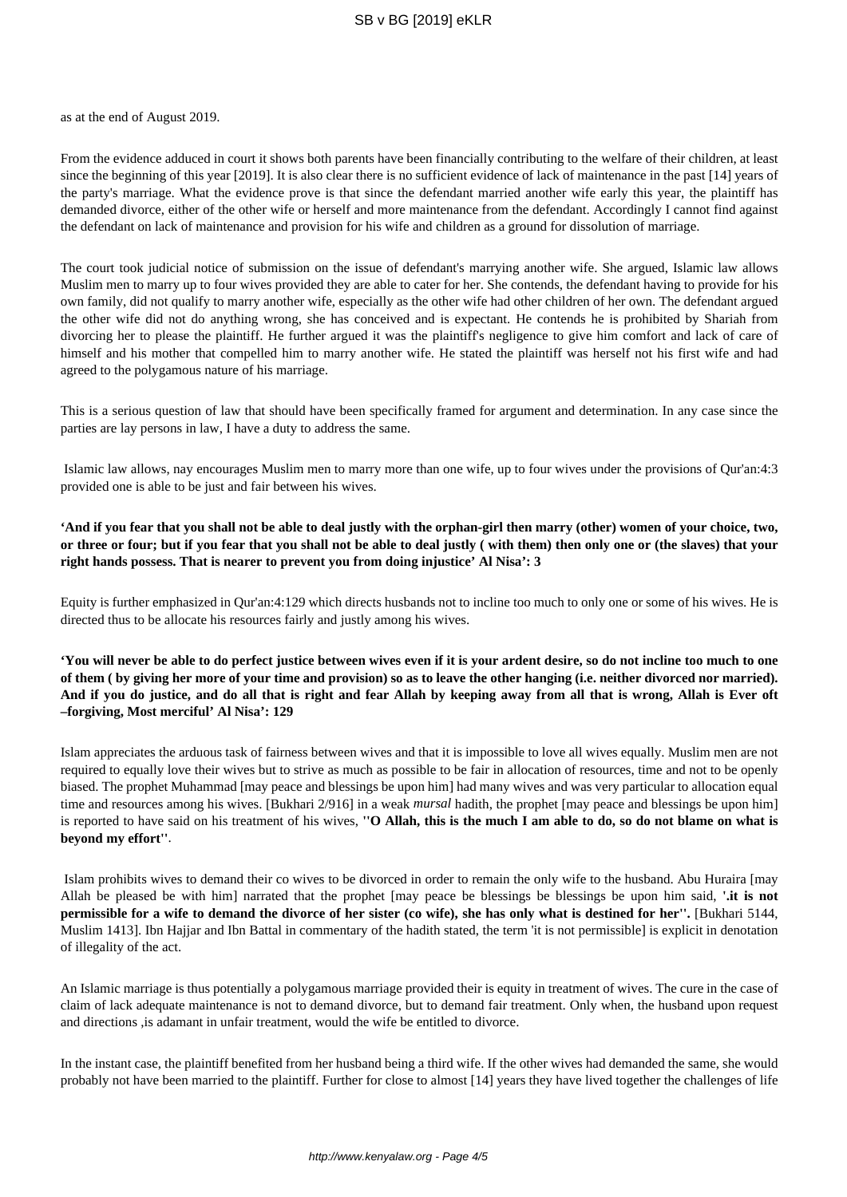as at the end of August 2019.

From the evidence adduced in court it shows both parents have been financially contributing to the welfare of their children, at least since the beginning of this year [2019]. It is also clear there is no sufficient evidence of lack of maintenance in the past [14] years of the party's marriage. What the evidence prove is that since the defendant married another wife early this year, the plaintiff has demanded divorce, either of the other wife or herself and more maintenance from the defendant. Accordingly I cannot find against the defendant on lack of maintenance and provision for his wife and children as a ground for dissolution of marriage.

The court took judicial notice of submission on the issue of defendant's marrying another wife. She argued, Islamic law allows Muslim men to marry up to four wives provided they are able to cater for her. She contends, the defendant having to provide for his own family, did not qualify to marry another wife, especially as the other wife had other children of her own. The defendant argued the other wife did not do anything wrong, she has conceived and is expectant. He contends he is prohibited by Shariah from divorcing her to please the plaintiff. He further argued it was the plaintiff's negligence to give him comfort and lack of care of himself and his mother that compelled him to marry another wife. He stated the plaintiff was herself not his first wife and had agreed to the polygamous nature of his marriage.

This is a serious question of law that should have been specifically framed for argument and determination. In any case since the parties are lay persons in law, I have a duty to address the same.

Islamic law allows, nay encourages Muslim men to marry more than one wife, up to four wives under the provisions of Qur'an:4:3 provided one is able to be just and fair between his wives.

**'And if you fear that you shall not be able to deal justly with the orphan-girl then marry (other) women of your choice, two, or three or four; but if you fear that you shall not be able to deal justly ( with them) then only one or (the slaves) that your right hands possess. That is nearer to prevent you from doing injustice' Al Nisa': 3**

Equity is further emphasized in Qur'an:4:129 which directs husbands not to incline too much to only one or some of his wives. He is directed thus to be allocate his resources fairly and justly among his wives.

**'You will never be able to do perfect justice between wives even if it is your ardent desire, so do not incline too much to one of them ( by giving her more of your time and provision) so as to leave the other hanging (i.e. neither divorced nor married). And if you do justice, and do all that is right and fear Allah by keeping away from all that is wrong, Allah is Ever oft –forgiving, Most merciful' Al Nisa': 129**

Islam appreciates the arduous task of fairness between wives and that it is impossible to love all wives equally. Muslim men are not required to equally love their wives but to strive as much as possible to be fair in allocation of resources, time and not to be openly biased. The prophet Muhammad [may peace and blessings be upon him] had many wives and was very particular to allocation equal time and resources among his wives. [Bukhari 2/916] in a weak *mursal* hadith, the prophet [may peace and blessings be upon him] is reported to have said on his treatment of his wives, **''O Allah, this is the much I am able to do, so do not blame on what is beyond my effort''**.

Islam prohibits wives to demand their co wives to be divorced in order to remain the only wife to the husband. Abu Huraira [may Allah be pleased be with him] narrated that the prophet [may peace be blessings be blessings be upon him said, **'.it is not permissible for a wife to demand the divorce of her sister (co wife), she has only what is destined for her''.** [Bukhari 5144, Muslim 1413]. Ibn Hajjar and Ibn Battal in commentary of the hadith stated, the term 'it is not permissible] is explicit in denotation of illegality of the act.

An Islamic marriage is thus potentially a polygamous marriage provided their is equity in treatment of wives. The cure in the case of claim of lack adequate maintenance is not to demand divorce, but to demand fair treatment. Only when, the husband upon request and directions ,is adamant in unfair treatment, would the wife be entitled to divorce.

In the instant case, the plaintiff benefited from her husband being a third wife. If the other wives had demanded the same, she would probably not have been married to the plaintiff. Further for close to almost [14] years they have lived together the challenges of life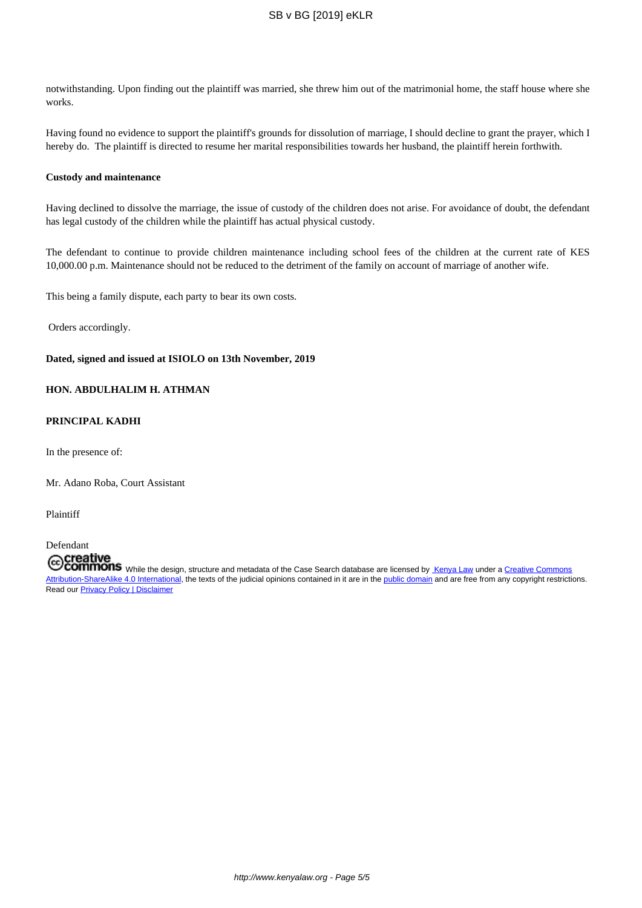notwithstanding. Upon finding out the plaintiff was married, she threw him out of the matrimonial home, the staff house where she works.

Having found no evidence to support the plaintiff's grounds for dissolution of marriage, I should decline to grant the prayer, which I hereby do. The plaintiff is directed to resume her marital responsibilities towards her husband, the plaintiff herein forthwith.

**Custody and maintenance**

Having declined to dissolve the marriage, the issue of custody of the children does not arise. For avoidance of doubt, the defendant has legal custody of the children while the plaintiff has actual physical custody.

The defendant to continue to provide children maintenance including school fees of the children at the current rate of KES 10,000.00 p.m. Maintenance should not be reduced to the detriment of the family on account of marriage of another wife.

This being a family dispute, each party to bear its own costs.

Orders accordingly.

**Dated, signed and issued at ISIOLO on 13th November, 2019**

**HON. ABDULHALIM H. ATHMAN**

**PRINCIPAL KADHI**

In the presence of:

Mr. Adano Roba, Court Assistant

Plaintiff

Defendant

While the design, structure and metadata of the Case Search database are licensed by Kenya Law under a Creative Commons Attribution-ShareAlike 4.0 International, the texts of the judicial opinions contained in it are in the public domain and are free from any copyright restrictions. Read our Privacy Policy | Disclaimer